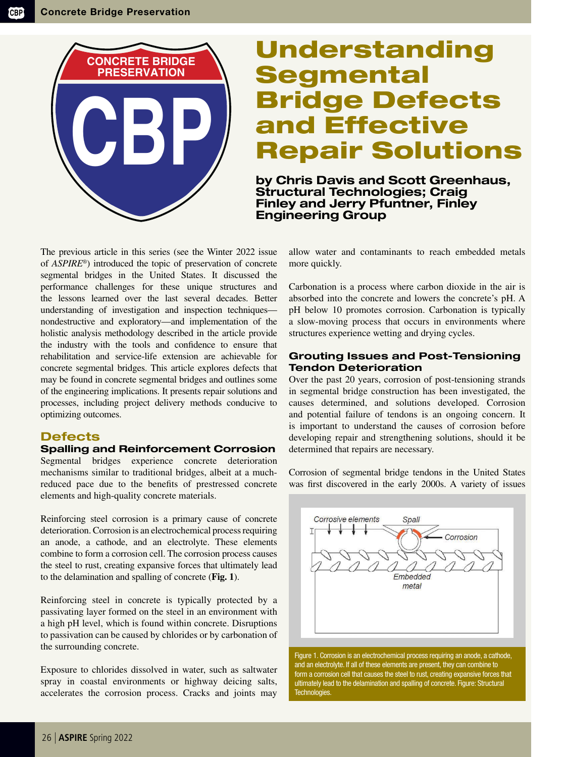# Understanding Segmental Bridge Defects and Effective Repair Solutions

**by Chris Davis and Scott Greenhaus, Structural Technologies; Craig Finley and Jerry Pfuntner, Finley Engineering Group**

The previous article in this series (see the Winter 2022 issue of *ASPIRE*®) introduced the topic of preservation of concrete segmental bridges in the United States. It discussed the performance challenges for these unique structures and the lessons learned over the last several decades. Better understanding of investigation and inspection techniques—nondestructive and exploratory—and implementation of the holistic analysis methodology described in the article provide the industry with the tools and confidence to ensure that rehabilitation and service-life extension are achievable for concrete segmental bridges. This article explores defects that may be found in concrete segmental bridges and outlines some of the engineering implications. It presents repair solutions and processes, including project delivery methods conducive to optimizing outcomes.

## Defects

### Spalling and Reinforcement Corrosion

Segmental bridges experience concrete deterioration mechanisms similar to traditional bridges, albeit at a much-reduced pace due to the benefits of prestressed concrete elements and high-quality concrete materials.

Reinforcing steel corrosion is a primary cause of concrete deterioration. Corrosion is an electrochemical process requiring an anode, a cathode, and an electrolyte. These elements combine to form a corrosion cell. The corrosion process causes the steel to rust, creating expansive forces that ultimately lead to the delamination and spalling of concrete (**Fig. 1**).

Reinforcing steel in concrete is typically protected by a passivating layer formed on the steel in an environment with a high pH level, which is found within concrete. Disruptions to passivation can be caused by chlorides or by carbonation of the surrounding concrete.

Exposure to chlorides dissolved in water, such as saltwater spray in coastal environments or highway deicing salts, accelerates the corrosion process. Cracks and joints may allow water and contaminants to reach embedded metals more quickly.

Carbonation is a process where carbon dioxide in the air is absorbed into the concrete and lowers the concrete's pH. A pH below 10 promotes corrosion. Carbonation is typically a slow-moving process that occurs in environments where structures experience wetting and drying cycles.

### Grouting Issues and Post-Tensioning Tendon Deterioration

Over the past 20 years, corrosion of post-tensioning strands in segmental bridge construction has been investigated, the causes determined, and solutions developed. Corrosion and potential failure of tendons is an ongoing concern. It is important to understand the causes of corrosion before developing repair and strengthening solutions, should it be determined that repairs are necessary.

Corrosion of segmental bridge tendons in the United States was first discovered in the early 2000s. A variety of issues

Figure 1. Corrosion is an electrochemical process requiring an anode, a cathode, and an electrolyte. If all of these elements are present, they can combine to form a corrosion cell that causes the steel to rust, creating expansive forces that ultimately lead to the delamination and spalling of concrete. Figure: Structural Technologies.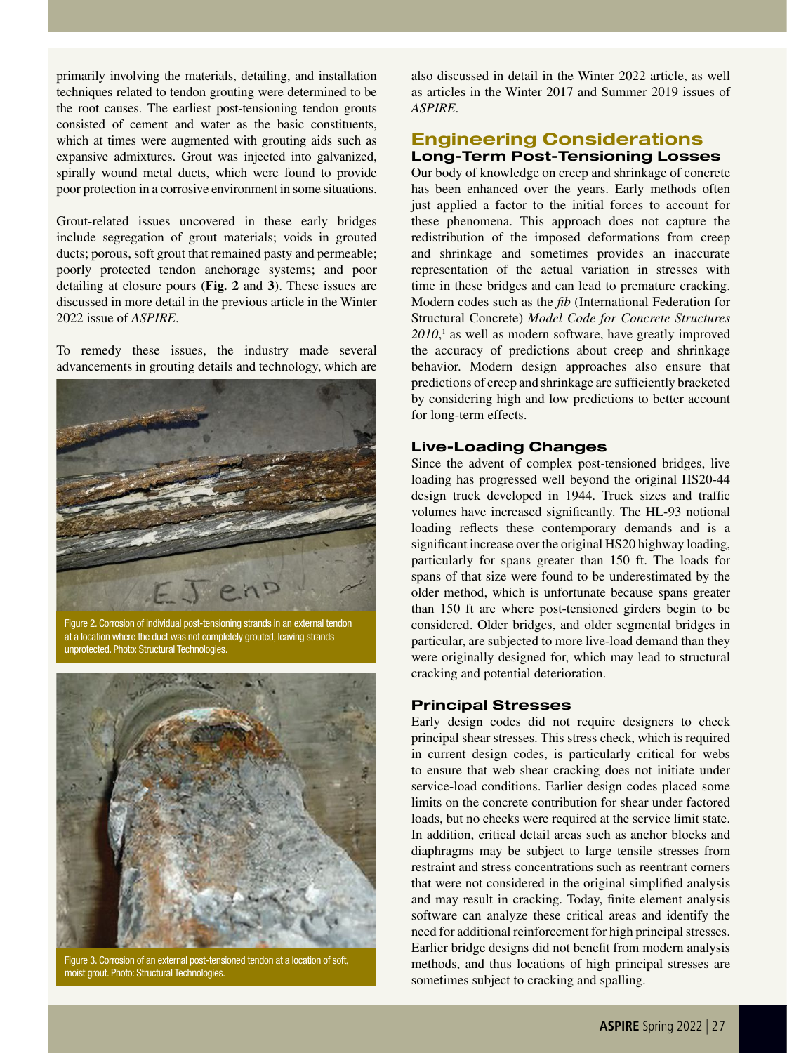primarily involving the materials, detailing, and installation techniques related to tendon grouting were determined to be the root causes. The earliest post-tensioning tendon grouts consisted of cement and water as the basic constituents, which at times were augmented with grouting aids such as expansive admixtures. Grout was injected into galvanized, spirally wound metal ducts, which were found to provide poor protection in a corrosive environment in some situations.

Grout-related issues uncovered in these early bridges include segregation of grout materials; voids in grouted ducts; porous, soft grout that remained pasty and permeable; poorly protected tendon anchorage systems; and poor detailing at closure pours (**Fig. 2** and **3**). These issues are discussed in more detail in the previous article in the Winter 2022 issue of *ASPIRE*.

To remedy these issues, the industry made several advancements in grouting details and technology, which are also discussed in detail in the Winter 2022 article, as well as articles in the Winter 2017 and Summer 2019 issues of *ASPIRE*.

Figure 2. Corrosion of individual post-tensioning strands in an external tendon at a location where the duct was not completely grouted, leaving strands unprotected. Photo: Structural Technologies.

Figure 3. Corrosion of an external post-tensioned tendon at a location of soft, moist grout. Photo: Structural Technologies.

## Engineering Considerations

### Long-Term Post-Tensioning Losses

Our body of knowledge on creep and shrinkage of concrete has been enhanced over the years. Early methods often just applied a factor to the initial forces to account for these phenomena. This approach does not capture the redistribution of the imposed deformations from creep and shrinkage and sometimes provides an inaccurate representation of the actual variation in stresses with time in these bridges and can lead to premature cracking. Modern codes such as the *fib* (International Federation for Structural Concrete) *Model Code for Concrete Structures 2010*,[1] as well as modern software, have greatly improved the accuracy of predictions about creep and shrinkage behavior. Modern design approaches also ensure that predictions of creep and shrinkage are sufficiently bracketed by considering high and low predictions to better account for long-term effects.

### Live-Loading Changes

Since the advent of complex post-tensioned bridges, live loading has progressed well beyond the original HS20-44 design truck developed in 1944. Truck sizes and traffic volumes have increased significantly. The HL-93 notional loading reflects these contemporary demands and is a significant increase over the original HS20 highway loading, particularly for spans greater than 150 ft. The loads for spans of that size were found to be underestimated by the older method, which is unfortunate because spans greater than 150 ft are where post-tensioned girders begin to be considered. Older bridges, and older segmental bridges in particular, are subjected to more live-load demand than they were originally designed for, which may lead to structural cracking and potential deterioration.

### Principal Stresses

Early design codes did not require designers to check principal shear stresses. This stress check, which is required in current design codes, is particularly critical for webs to ensure that web shear cracking does not initiate under service-load conditions. Earlier design codes placed some limits on the concrete contribution for shear under factored loads, but no checks were required at the service limit state. In addition, critical detail areas such as anchor blocks and diaphragms may be subject to large tensile stresses from restraint and stress concentrations such as reentrant corners that were not considered in the original simplified analysis and may result in cracking. Today, finite element analysis software can analyze these critical areas and identify the need for additional reinforcement for high principal stresses. Earlier bridge designs did not benefit from modern analysis methods, and thus locations of high principal stresses are sometimes subject to cracking and spalling.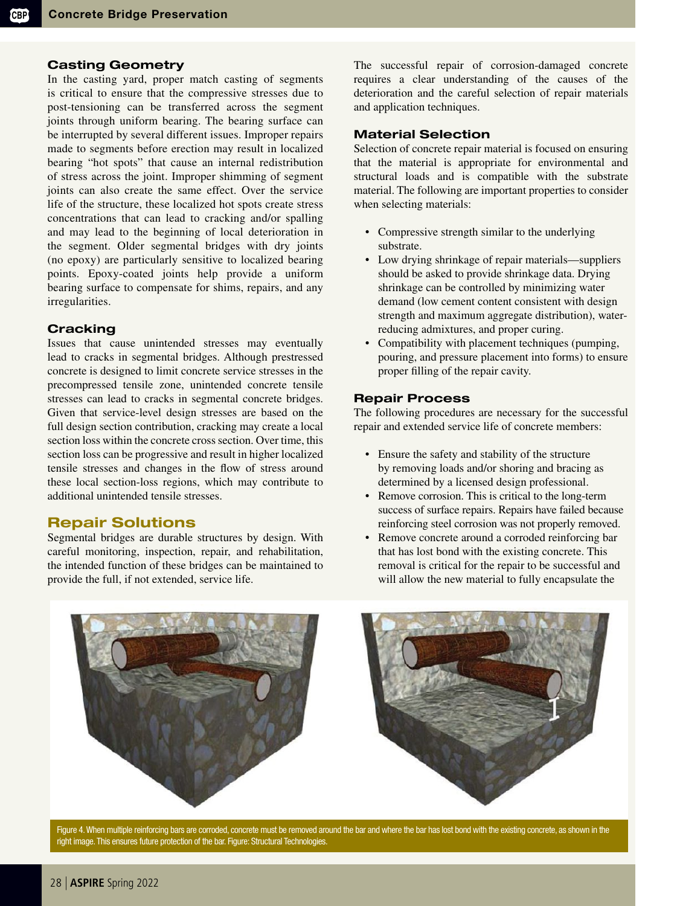### Casting Geometry

In the casting yard, proper match casting of segments is critical to ensure that the compressive stresses due to post-tensioning can be transferred across the segment joints through uniform bearing. The bearing surface can be interrupted by several different issues. Improper repairs made to segments before erection may result in localized bearing "hot spots" that cause an internal redistribution of stress across the joint. Improper shimming of segment joints can also create the same effect. Over the service life of the structure, these localized hot spots create stress concentrations that can lead to cracking and/or spalling and may lead to the beginning of local deterioration in the segment. Older segmental bridges with dry joints (no epoxy) are particularly sensitive to localized bearing points. Epoxy-coated joints help provide a uniform bearing surface to compensate for shims, repairs, and any irregularities.

### Cracking

Issues that cause unintended stresses may eventually lead to cracks in segmental bridges. Although prestressed concrete is designed to limit concrete service stresses in the precompressed tensile zone, unintended concrete tensile stresses can lead to cracks in segmental concrete bridges. Given that service-level design stresses are based on the full design section contribution, cracking may create a local section loss within the concrete cross section. Over time, this section loss can be progressive and result in higher localized tensile stresses and changes in the flow of stress around these local section-loss regions, which may contribute to additional unintended tensile stresses.

## Repair Solutions

Segmental bridges are durable structures by design. With careful monitoring, inspection, repair, and rehabilitation, the intended function of these bridges can be maintained to provide the full, if not extended, service life.

The successful repair of corrosion-damaged concrete requires a clear understanding of the causes of the deterioration and the careful selection of repair materials and application techniques.

### Material Selection

Selection of concrete repair material is focused on ensuring that the material is appropriate for environmental and structural loads and is compatible with the substrate material. The following are important properties to consider when selecting materials:

- Compressive strength similar to the underlying substrate.
- Low drying shrinkage of repair materials—suppliers should be asked to provide shrinkage data. Drying shrinkage can be controlled by minimizing water demand (low cement content consistent with design strength and maximum aggregate distribution), water-reducing admixtures, and proper curing.
- Compatibility with placement techniques (pumping, pouring, and pressure placement into forms) to ensure proper filling of the repair cavity.

### Repair Process

The following procedures are necessary for the successful repair and extended service life of concrete members:

- Ensure the safety and stability of the structure by removing loads and/or shoring and bracing as determined by a licensed design professional.
- Remove corrosion. This is critical to the long-term success of surface repairs. Repairs have failed because reinforcing steel corrosion was not properly removed.
- Remove concrete around a corroded reinforcing bar that has lost bond with the existing concrete. This removal is critical for the repair to be successful and will allow the new material to fully encapsulate the

Figure 4. When multiple reinforcing bars are corroded, concrete must be removed around the bar and where the bar has lost bond with the existing concrete, as shown in the right image. This ensures future protection of the bar. Figure: Structural Technologies.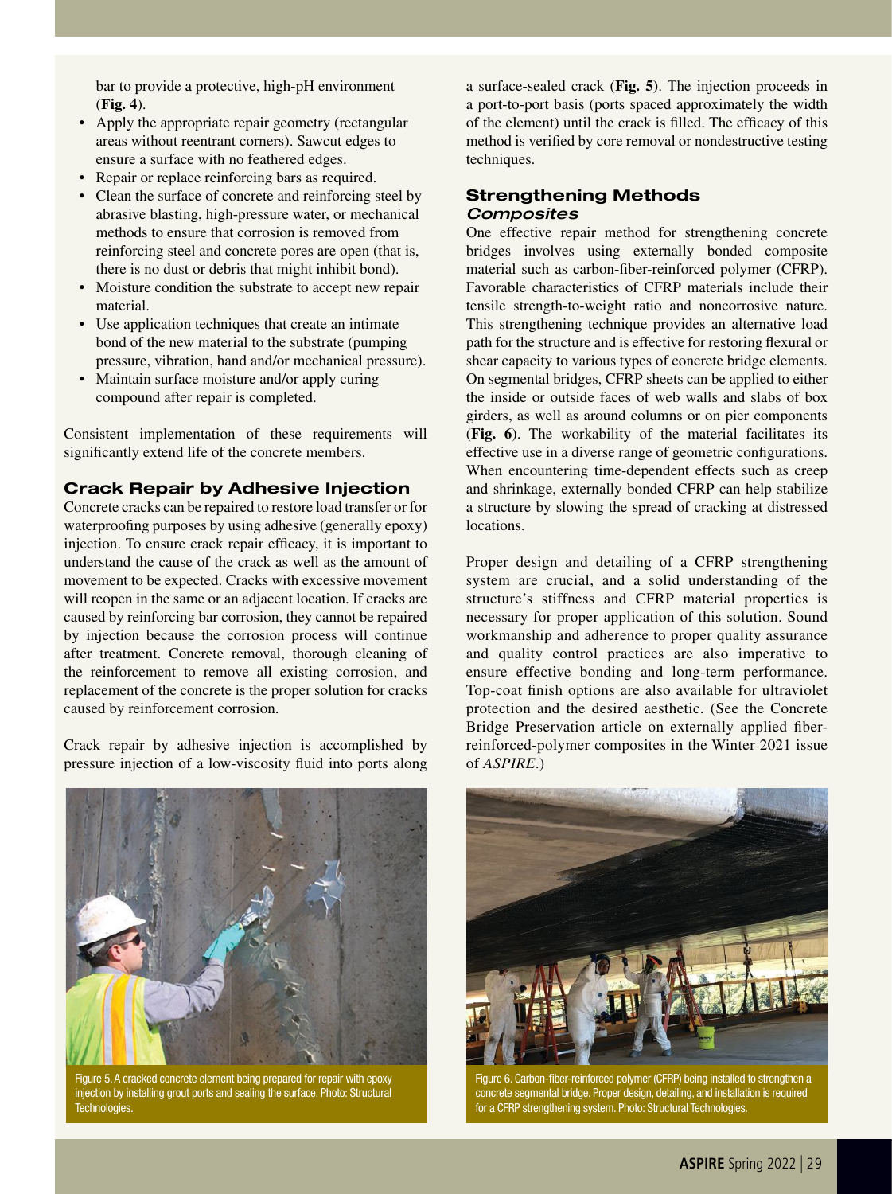bar to provide a protective, high-pH environment (**Fig. 4**).

- Apply the appropriate repair geometry (rectangular areas without reentrant corners). Sawcut edges to ensure a surface with no feathered edges.
- Repair or replace reinforcing bars as required.
- Clean the surface of concrete and reinforcing steel by abrasive blasting, high-pressure water, or mechanical methods to ensure that corrosion is removed from reinforcing steel and concrete pores are open (that is, there is no dust or debris that might inhibit bond).
- Moisture condition the substrate to accept new repair material.
- Use application techniques that create an intimate bond of the new material to the substrate (pumping pressure, vibration, hand and/or mechanical pressure).
- Maintain surface moisture and/or apply curing compound after repair is completed.

Consistent implementation of these requirements will significantly extend life of the concrete members.

## Crack Repair by Adhesive Injection

Concrete cracks can be repaired to restore load transfer or for waterproofing purposes by using adhesive (generally epoxy) injection. To ensure crack repair efficacy, it is important to understand the cause of the crack as well as the amount of movement to be expected. Cracks with excessive movement will reopen in the same or an adjacent location. If cracks are caused by reinforcing bar corrosion, they cannot be repaired by injection because the corrosion process will continue after treatment. Concrete removal, thorough cleaning of the reinforcement to remove all existing corrosion, and replacement of the concrete is the proper solution for cracks caused by reinforcement corrosion.

Crack repair by adhesive injection is accomplished by pressure injection of a low-viscosity fluid into ports along a surface-sealed crack (**Fig. 5**). The injection proceeds in a port-to-port basis (ports spaced approximately the width of the element) until the crack is filled. The efficacy of this method is verified by core removal or nondestructive testing techniques.

Figure 5. A cracked concrete element being prepared for repair with epoxy injection by installing grout ports and sealing the surface. Photo: Structural Technologies.

## Strengthening Methods

### *Composites*

One effective repair method for strengthening concrete bridges involves using externally bonded composite material such as carbon-fiber-reinforced polymer (CFRP). Favorable characteristics of CFRP materials include their tensile strength-to-weight ratio and noncorrosive nature. This strengthening technique provides an alternative load path for the structure and is effective for restoring flexural or shear capacity to various types of concrete bridge elements. On segmental bridges, CFRP sheets can be applied to either the inside or outside faces of web walls and slabs of box girders, as well as around columns or on pier components (**Fig. 6**). The workability of the material facilitates its effective use in a diverse range of geometric configurations. When encountering time-dependent effects such as creep and shrinkage, externally bonded CFRP can help stabilize a structure by slowing the spread of cracking at distressed locations.

Proper design and detailing of a CFRP strengthening system are crucial, and a solid understanding of the structure's stiffness and CFRP material properties is necessary for proper application of this solution. Sound workmanship and adherence to proper quality assurance and quality control practices are also imperative to ensure effective bonding and long-term performance. Top-coat finish options are also available for ultraviolet protection and the desired aesthetic. (See the Concrete Bridge Preservation article on externally applied fiber-reinforced-polymer composites in the Winter 2021 issue of *ASPIRE*.)

Figure 6. Carbon-fiber-reinforced polymer (CFRP) being installed to strengthen a concrete segmental bridge. Proper design, detailing, and installation is required for a CFRP strengthening system. Photo: Structural Technologies.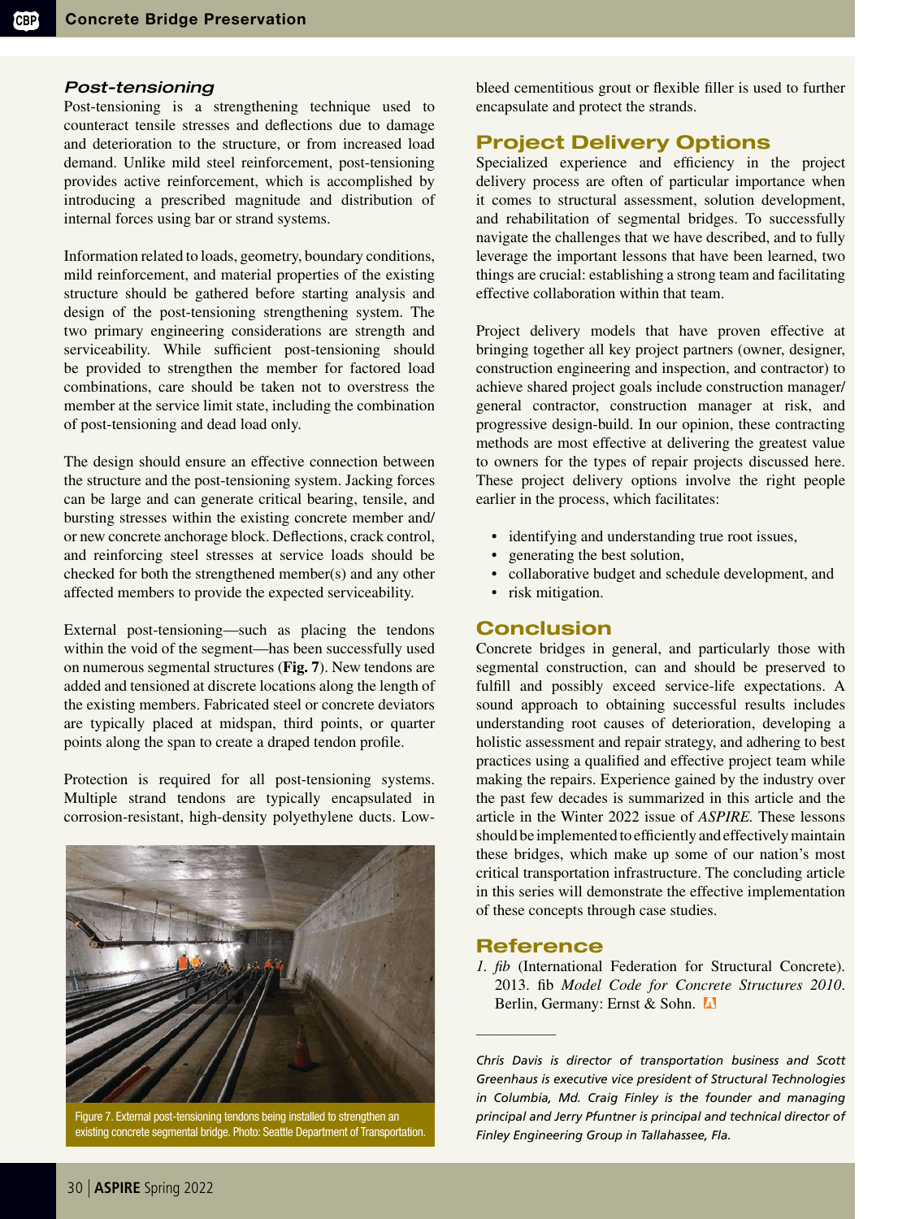### *Post-tensioning*

Post-tensioning is a strengthening technique used to counteract tensile stresses and deflections due to damage and deterioration to the structure, or from increased load demand. Unlike mild steel reinforcement, post-tensioning provides active reinforcement, which is accomplished by introducing a prescribed magnitude and distribution of internal forces using bar or strand systems.

Information related to loads, geometry, boundary conditions, mild reinforcement, and material properties of the existing structure should be gathered before starting analysis and design of the post-tensioning strengthening system. The two primary engineering considerations are strength and serviceability. While sufficient post-tensioning should be provided to strengthen the member for factored load combinations, care should be taken not to overstress the member at the service limit state, including the combination of post-tensioning and dead load only.

The design should ensure an effective connection between the structure and the post-tensioning system. Jacking forces can be large and can generate critical bearing, tensile, and bursting stresses within the existing concrete member and/or new concrete anchorage block. Deflections, crack control, and reinforcing steel stresses at service loads should be checked for both the strengthened member(s) and any other affected members to provide the expected serviceability.

External post-tensioning—such as placing the tendons within the void of the segment—has been successfully used on numerous segmental structures (**Fig. 7**). New tendons are added and tensioned at discrete locations along the length of the existing members. Fabricated steel or concrete deviators are typically placed at midspan, third points, or quarter points along the span to create a draped tendon profile.

Protection is required for all post-tensioning systems. Multiple strand tendons are typically encapsulated in corrosion-resistant, high-density polyethylene ducts. Low-bleed cementitious grout or flexible filler is used to further encapsulate and protect the strands.

Figure 7. External post-tensioning tendons being installed to strengthen an existing concrete segmental bridge. Photo: Seattle Department of Transportation.

## Project Delivery Options

Specialized experience and efficiency in the project delivery process are often of particular importance when it comes to structural assessment, solution development, and rehabilitation of segmental bridges. To successfully navigate the challenges that we have described, and to fully leverage the important lessons that have been learned, two things are crucial: establishing a strong team and facilitating effective collaboration within that team.

Project delivery models that have proven effective at bringing together all key project partners (owner, designer, construction engineering and inspection, and contractor) to achieve shared project goals include construction manager/general contractor, construction manager at risk, and progressive design-build. In our opinion, these contracting methods are most effective at delivering the greatest value to owners for the types of repair projects discussed here. These project delivery options involve the right people earlier in the process, which facilitates:

- identifying and understanding true root issues,
- generating the best solution,
- collaborative budget and schedule development, and
- risk mitigation.

## Conclusion

Concrete bridges in general, and particularly those with segmental construction, can and should be preserved to fulfill and possibly exceed service-life expectations. A sound approach to obtaining successful results includes understanding root causes of deterioration, developing a holistic assessment and repair strategy, and adhering to best practices using a qualified and effective project team while making the repairs. Experience gained by the industry over the past few decades is summarized in this article and the article in the Winter 2022 issue of *ASPIRE*. These lessons should be implemented to efficiently and effectively maintain these bridges, which make up some of our nation's most critical transportation infrastructure. The concluding article in this series will demonstrate the effective implementation of these concepts through case studies.

## Reference

1. *fib* (International Federation for Structural Concrete). 2013. fib *Model Code for Concrete Structures 2010*. Berlin, Germany: Ernst & Sohn.

———

*Chris Davis is director of transportation business and Scott Greenhaus is executive vice president of Structural Technologies in Columbia, Md. Craig Finley is the founder and managing principal and Jerry Pfuntner is principal and technical director of Finley Engineering Group in Tallahassee, Fla.*